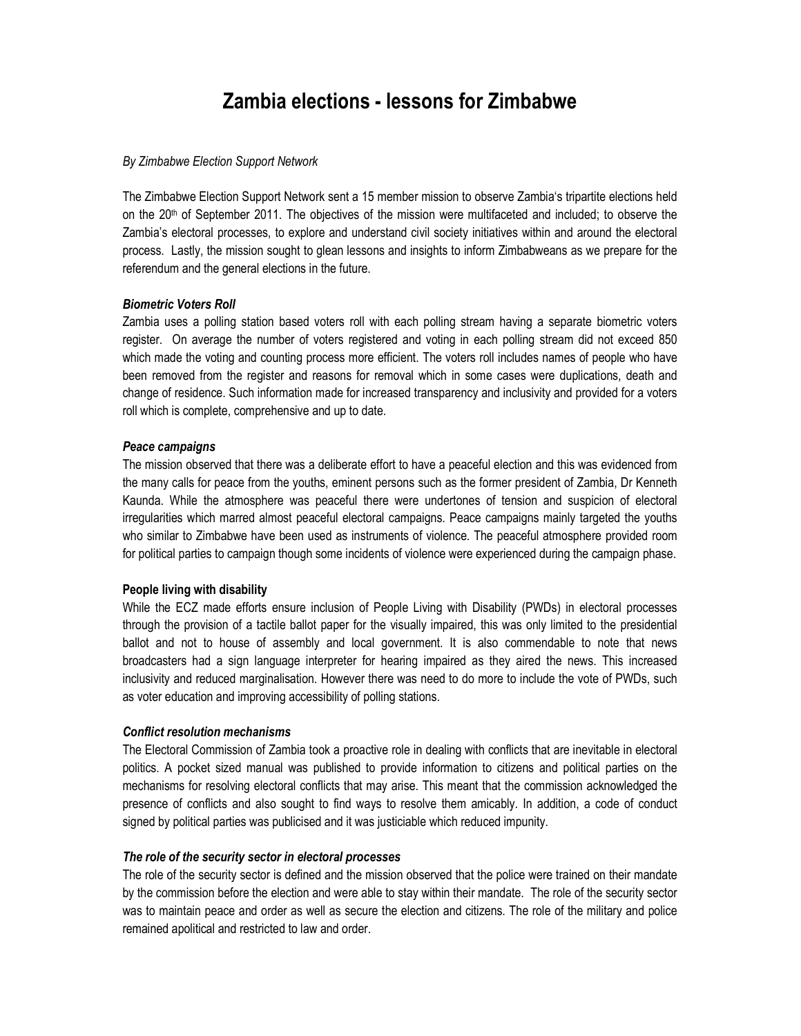# Zambia elections - lessons for Zimbabwe

*By Zimbabwe Election Support Network*

The Zimbabwe Election Support Network sent a 15 member mission to observe Zambia's tripartite elections held on the 20th of September 2011. The objectives of the mission were multifaceted and included; to observe the Zambia's electoral processes, to explore and understand civil society initiatives within and around the electoral process. Lastly, the mission sought to glean lessons and insights to inform Zimbabweans as we prepare for the referendum and the general elections in the future.

***Biometric Voters Roll***

Zambia uses a polling station based voters roll with each polling stream having a separate biometric voters register. On average the number of voters registered and voting in each polling stream did not exceed 850 which made the voting and counting process more efficient. The voters roll includes names of people who have been removed from the register and reasons for removal which in some cases were duplications, death and change of residence. Such information made for increased transparency and inclusivity and provided for a voters roll which is complete, comprehensive and up to date.

***Peace campaigns***

The mission observed that there was a deliberate effort to have a peaceful election and this was evidenced from the many calls for peace from the youths, eminent persons such as the former president of Zambia, Dr Kenneth Kaunda. While the atmosphere was peaceful there were undertones of tension and suspicion of electoral irregularities which marred almost peaceful electoral campaigns. Peace campaigns mainly targeted the youths who similar to Zimbabwe have been used as instruments of violence. The peaceful atmosphere provided room for political parties to campaign though some incidents of violence were experienced during the campaign phase.

**People living with disability**

While the ECZ made efforts ensure inclusion of People Living with Disability (PWDs) in electoral processes through the provision of a tactile ballot paper for the visually impaired, this was only limited to the presidential ballot and not to house of assembly and local government. It is also commendable to note that news broadcasters had a sign language interpreter for hearing impaired as they aired the news. This increased inclusivity and reduced marginalisation. However there was need to do more to include the vote of PWDs, such as voter education and improving accessibility of polling stations.

***Conflict resolution mechanisms***

The Electoral Commission of Zambia took a proactive role in dealing with conflicts that are inevitable in electoral politics. A pocket sized manual was published to provide information to citizens and political parties on the mechanisms for resolving electoral conflicts that may arise. This meant that the commission acknowledged the presence of conflicts and also sought to find ways to resolve them amicably. In addition, a code of conduct signed by political parties was publicised and it was justiciable which reduced impunity.

***The role of the security sector in electoral processes***

The role of the security sector is defined and the mission observed that the police were trained on their mandate by the commission before the election and were able to stay within their mandate. The role of the security sector was to maintain peace and order as well as secure the election and citizens. The role of the military and police remained apolitical and restricted to law and order.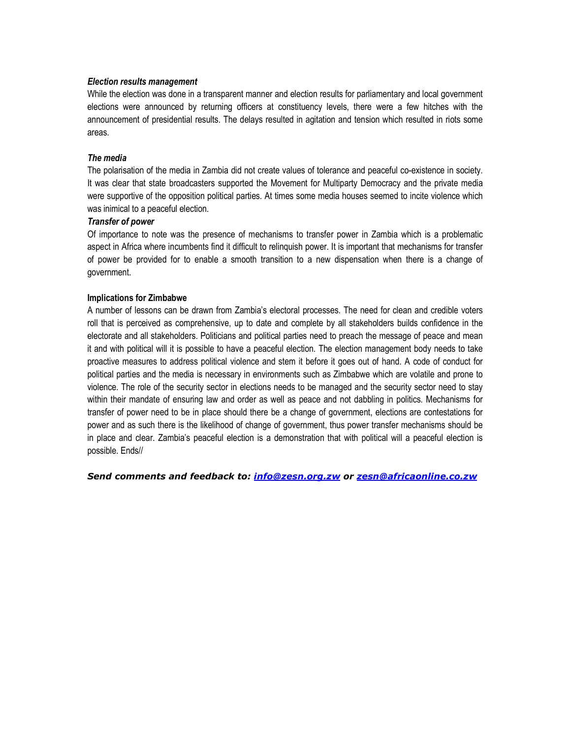***Election results management***

While the election was done in a transparent manner and election results for parliamentary and local government elections were announced by returning officers at constituency levels, there were a few hitches with the announcement of presidential results. The delays resulted in agitation and tension which resulted in riots some areas.

***The media***

The polarisation of the media in Zambia did not create values of tolerance and peaceful co-existence in society. It was clear that state broadcasters supported the Movement for Multiparty Democracy and the private media were supportive of the opposition political parties. At times some media houses seemed to incite violence which was inimical to a peaceful election.

***Transfer of power***

Of importance to note was the presence of mechanisms to transfer power in Zambia which is a problematic aspect in Africa where incumbents find it difficult to relinquish power. It is important that mechanisms for transfer of power be provided for to enable a smooth transition to a new dispensation when there is a change of government.

**Implications for Zimbabwe**

A number of lessons can be drawn from Zambia's electoral processes. The need for clean and credible voters roll that is perceived as comprehensive, up to date and complete by all stakeholders builds confidence in the electorate and all stakeholders. Politicians and political parties need to preach the message of peace and mean it and with political will it is possible to have a peaceful election. The election management body needs to take proactive measures to address political violence and stem it before it goes out of hand. A code of conduct for political parties and the media is necessary in environments such as Zimbabwe which are volatile and prone to violence. The role of the security sector in elections needs to be managed and the security sector need to stay within their mandate of ensuring law and order as well as peace and not dabbling in politics. Mechanisms for transfer of power need to be in place should there be a change of government, elections are contestations for power and as such there is the likelihood of change of government, thus power transfer mechanisms should be in place and clear. Zambia's peaceful election is a demonstration that with political will a peaceful election is possible. Ends//

***Send comments and feedback to: info@zesn.org.zw or zesn@africaonline.co.zw***